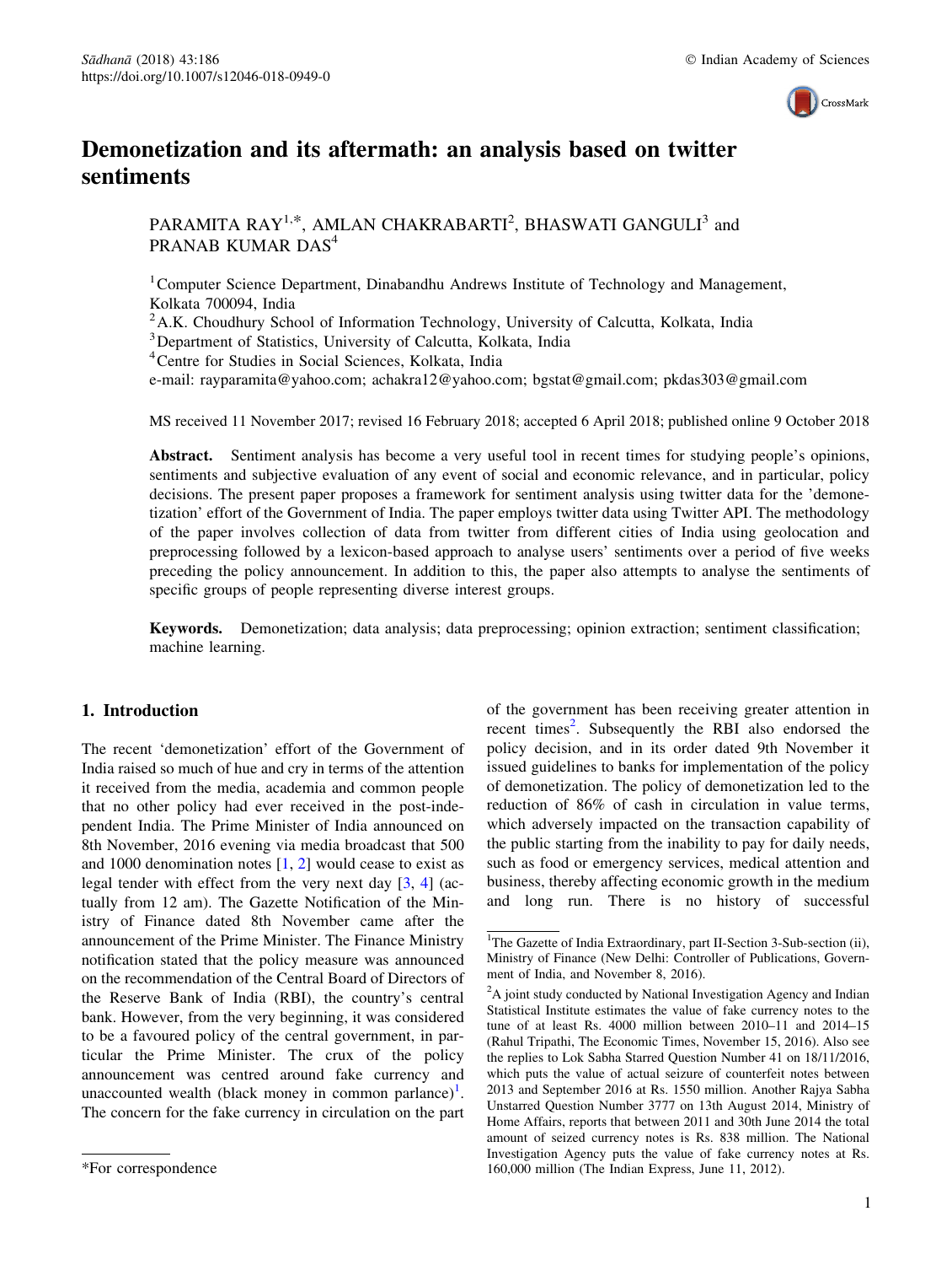# Demonetization and its aftermath: an analysis based on twitter sentiments

PARAMITA RAY[1,*], AMLAN CHAKRABARTI[2], BHASWATI GANGULI[3] and PRANAB KUMAR DAS[4]

[1] Computer Science Department, Dinabandhu Andrews Institute of Technology and Management, Kolkata 700094, India

[2] A.K. Choudhury School of Information Technology, University of Calcutta, Kolkata, India

[3] Department of Statistics, University of Calcutta, Kolkata, India

[4] Centre for Studies in Social Sciences, Kolkata, India

e-mail: rayparamita@yahoo.com; achakra12@yahoo.com; bgstat@gmail.com; pkdas303@gmail.com

MS received 11 November 2017; revised 16 February 2018; accepted 6 April 2018; published online 9 October 2018

**Abstract.** Sentiment analysis has become a very useful tool in recent times for studying people's opinions, sentiments and subjective evaluation of any event of social and economic relevance, and in particular, policy decisions. The present paper proposes a framework for sentiment analysis using twitter data for the 'demonetization' effort of the Government of India. The paper employs twitter data using Twitter API. The methodology of the paper involves collection of data from twitter from different cities of India using geolocation and preprocessing followed by a lexicon-based approach to analyse users' sentiments over a period of five weeks preceding the policy announcement. In addition to this, the paper also attempts to analyse the sentiments of specific groups of people representing diverse interest groups.

**Keywords.** Demonetization; data analysis; data preprocessing; opinion extraction; sentiment classification; machine learning.

## 1. Introduction

The recent 'demonetization' effort of the Government of India raised so much of hue and cry in terms of the attention it received from the media, academia and common people that no other policy had ever received in the post-independent India. The Prime Minister of India announced on 8th November, 2016 evening via media broadcast that 500 and 1000 denomination notes [1, 2] would cease to exist as legal tender with effect from the very next day [3, 4] (actually from 12 am). The Gazette Notification of the Ministry of Finance dated 8th November came after the announcement of the Prime Minister. The Finance Ministry notification stated that the policy measure was announced on the recommendation of the Central Board of Directors of the Reserve Bank of India (RBI), the country's central bank. However, from the very beginning, it was considered to be a favoured policy of the central government, in particular the Prime Minister. The crux of the policy announcement was centred around fake currency and unaccounted wealth (black money in common parlance)[1]. The concern for the fake currency in circulation on the part of the government has been receiving greater attention in recent times[2]. Subsequently the RBI also endorsed the policy decision, and in its order dated 9th November it issued guidelines to banks for implementation of the policy of demonetization. The policy of demonetization led to the reduction of 86% of cash in circulation in value terms, which adversely impacted on the transaction capability of the public starting from the inability to pay for daily needs, such as food or emergency services, medical attention and business, thereby affecting economic growth in the medium and long run. There is no history of successful

*For correspondence

[1] The Gazette of India Extraordinary, part II-Section 3-Sub-section (ii), Ministry of Finance (New Delhi: Controller of Publications, Government of India, and November 8, 2016).

[2] A joint study conducted by National Investigation Agency and Indian Statistical Institute estimates the value of fake currency notes to the tune of at least Rs. 4000 million between 2010–11 and 2014–15 (Rahul Tripathi, The Economic Times, November 15, 2016). Also see the replies to Lok Sabha Starred Question Number 41 on 18/11/2016, which puts the value of actual seizure of counterfeit notes between 2013 and September 2016 at Rs. 1550 million. Another Rajya Sabha Unstarred Question Number 3777 on 13th August 2014, Ministry of Home Affairs, reports that between 2011 and 30th June 2014 the total amount of seized currency notes is Rs. 838 million. The National Investigation Agency puts the value of fake currency notes at Rs. 160,000 million (The Indian Express, June 11, 2012).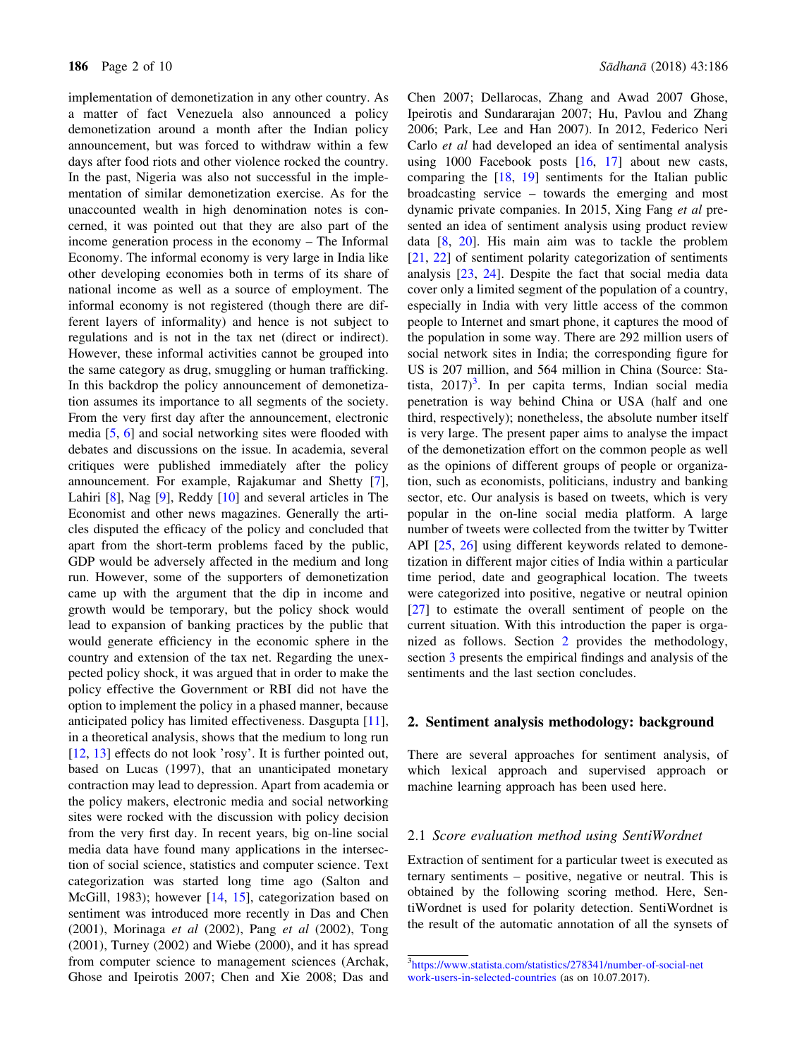implementation of demonetization in any other country. As a matter of fact Venezuela also announced a policy demonetization around a month after the Indian policy announcement, but was forced to withdraw within a few days after food riots and other violence rocked the country. In the past, Nigeria was also not successful in the implementation of similar demonetization exercise. As for the unaccounted wealth in high denomination notes is concerned, it was pointed out that they are also part of the income generation process in the economy – The Informal Economy. The informal economy is very large in India like other developing economies both in terms of its share of national income as well as a source of employment. The informal economy is not registered (though there are different layers of informality) and hence is not subject to regulations and is not in the tax net (direct or indirect). However, these informal activities cannot be grouped into the same category as drug, smuggling or human trafficking. In this backdrop the policy announcement of demonetization assumes its importance to all segments of the society. From the very first day after the announcement, electronic media [5, 6] and social networking sites were flooded with debates and discussions on the issue. In academia, several critiques were published immediately after the policy announcement. For example, Rajakumar and Shetty [7], Lahiri [8], Nag [9], Reddy [10] and several articles in The Economist and other news magazines. Generally the articles disputed the efficacy of the policy and concluded that apart from the short-term problems faced by the public, GDP would be adversely affected in the medium and long run. However, some of the supporters of demonetization came up with the argument that the dip in income and growth would be temporary, but the policy shock would lead to expansion of banking practices by the public that would generate efficiency in the economic sphere in the country and extension of the tax net. Regarding the unexpected policy shock, it was argued that in order to make the policy effective the Government or RBI did not have the option to implement the policy in a phased manner, because anticipated policy has limited effectiveness. Dasgupta [11], in a theoretical analysis, shows that the medium to long run [12, 13] effects do not look 'rosy'. It is further pointed out, based on Lucas (1997), that an unanticipated monetary contraction may lead to depression. Apart from academia or the policy makers, electronic media and social networking sites were rocked with the discussion with policy decision from the very first day. In recent years, big on-line social media data have found many applications in the intersection of social science, statistics and computer science. Text categorization was started long time ago (Salton and McGill, 1983); however [14, 15], categorization based on sentiment was introduced more recently in Das and Chen (2001), Morinaga *et al* (2002), Pang *et al* (2002), Tong (2001), Turney (2002) and Wiebe (2000), and it has spread from computer science to management sciences (Archak, Ghose and Ipeirotis 2007; Chen and Xie 2008; Das and Chen 2007; Dellarocas, Zhang and Awad 2007 Ghose, Ipeirotis and Sundararajan 2007; Hu, Pavlou and Zhang 2006; Park, Lee and Han 2007). In 2012, Federico Neri Carlo *et al* had developed an idea of sentimental analysis using 1000 Facebook posts [16, 17] about new casts, comparing the [18, 19] sentiments for the Italian public broadcasting service – towards the emerging and most dynamic private companies. In 2015, Xing Fang *et al* presented an idea of sentiment analysis using product review data [8, 20]. His main aim was to tackle the problem [21, 22] of sentiment polarity categorization of sentiments analysis [23, 24]. Despite the fact that social media data cover only a limited segment of the population of a country, especially in India with very little access of the common people to Internet and smart phone, it captures the mood of the population in some way. There are 292 million users of social network sites in India; the corresponding figure for US is 207 million, and 564 million in China (Source: Statista, 2017)[3]. In per capita terms, Indian social media penetration is way behind China or USA (half and one third, respectively); nonetheless, the absolute number itself is very large. The present paper aims to analyse the impact of the demonetization effort on the common people as well as the opinions of different groups of people or organization, such as economists, politicians, industry and banking sector, etc. Our analysis is based on tweets, which is very popular in the on-line social media platform. A large number of tweets were collected from the twitter by Twitter API [25, 26] using different keywords related to demonetization in different major cities of India within a particular time period, date and geographical location. The tweets were categorized into positive, negative or neutral opinion [27] to estimate the overall sentiment of people on the current situation. With this introduction the paper is organized as follows. Section 2 provides the methodology, section 3 presents the empirical findings and analysis of the sentiments and the last section concludes.

## 2. Sentiment analysis methodology: background

There are several approaches for sentiment analysis, of which lexical approach and supervised approach or machine learning approach has been used here.

### 2.1 *Score evaluation method using SentiWordnet*

Extraction of sentiment for a particular tweet is executed as ternary sentiments – positive, negative or neutral. This is obtained by the following scoring method. Here, SentiWordnet is used for polarity detection. SentiWordnet is the result of the automatic annotation of all the synsets of

[3] https://www.statista.com/statistics/278341/number-of-social-network-users-in-selected-countries (as on 10.07.2017).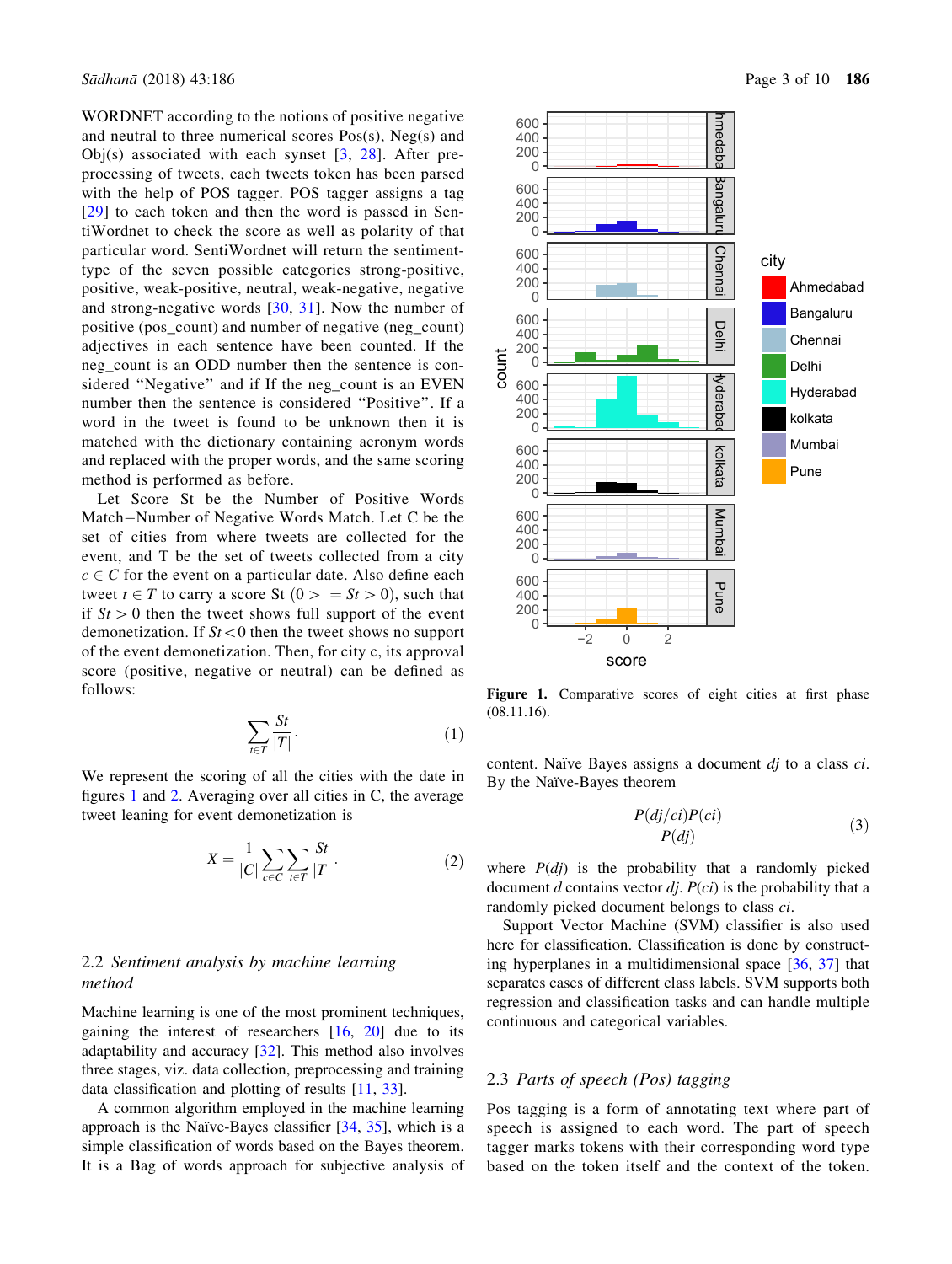WORDNET according to the notions of positive negative and neutral to three numerical scores Pos(s), Neg(s) and Obj(s) associated with each synset [3, 28]. After pre-processing of tweets, each tweets token has been parsed with the help of POS tagger. POS tagger assigns a tag [29] to each token and then the word is passed in SentiWordnet to check the score as well as polarity of that particular word. SentiWordnet will return the sentiment-type of the seven possible categories strong-positive, positive, weak-positive, neutral, weak-negative, negative and strong-negative words [30, 31]. Now the number of positive (pos_count) and number of negative (neg_count) adjectives in each sentence have been counted. If the neg_count is an ODD number then the sentence is considered "Negative" and if If the neg_count is an EVEN number then the sentence is considered "Positive". If a word in the tweet is found to be unknown then it is matched with the dictionary containing acronym words and replaced with the proper words, and the same scoring method is performed as before.

Let Score St be the Number of Positive Words Match−Number of Negative Words Match. Let C be the set of cities from where tweets are collected for the event, and T be the set of tweets collected from a city $c \in C$ for the event on a particular date. Also define each tweet $t \in T$ to carry a score St $(0 > \;= St > 0)$, such that if $St > 0$ then the tweet shows full support of the event demonetization. If $St < 0$ then the tweet shows no support of the event demonetization. Then, for city c, its approval score (positive, negative or neutral) can be defined as follows:

$$\sum_{t \in T} \frac{St}{|T|}. \tag{1}$$

We represent the scoring of all the cities with the date in figures 1 and 2. Averaging over all cities in C, the average tweet leaning for event demonetization is

$$X = \frac{1}{|C|} \sum_{c \in C} \sum_{t \in T} \frac{St}{|T|}. \tag{2}$$

## 2.2 *Sentiment analysis by machine learning method*

Machine learning is one of the most prominent techniques, gaining the interest of researchers [16, 20] due to its adaptability and accuracy [32]. This method also involves three stages, viz. data collection, preprocessing and training data classification and plotting of results [11, 33].

A common algorithm employed in the machine learning approach is the Naïve-Bayes classifier [34, 35], which is a simple classification of words based on the Bayes theorem. It is a Bag of words approach for subjective analysis of content. Naïve Bayes assigns a document $dj$ to a class $ci$. By the Naïve-Bayes theorem

$$\frac{P(dj/ci)P(ci)}{P(dj)} \tag{3}$$

where $P(dj)$ is the probability that a randomly picked document $d$ contains vector $dj$. $P(ci)$ is the probability that a randomly picked document belongs to class $ci$.

Support Vector Machine (SVM) classifier is also used here for classification. Classification is done by constructing hyperplanes in a multidimensional space [36, 37] that separates cases of different class labels. SVM supports both regression and classification tasks and can handle multiple continuous and categorical variables.

**Figure 1.** Comparative scores of eight cities at first phase (08.11.16).

## 2.3 *Parts of speech (Pos) tagging*

Pos tagging is a form of annotating text where part of speech is assigned to each word. The part of speech tagger marks tokens with their corresponding word type based on the token itself and the context of the token.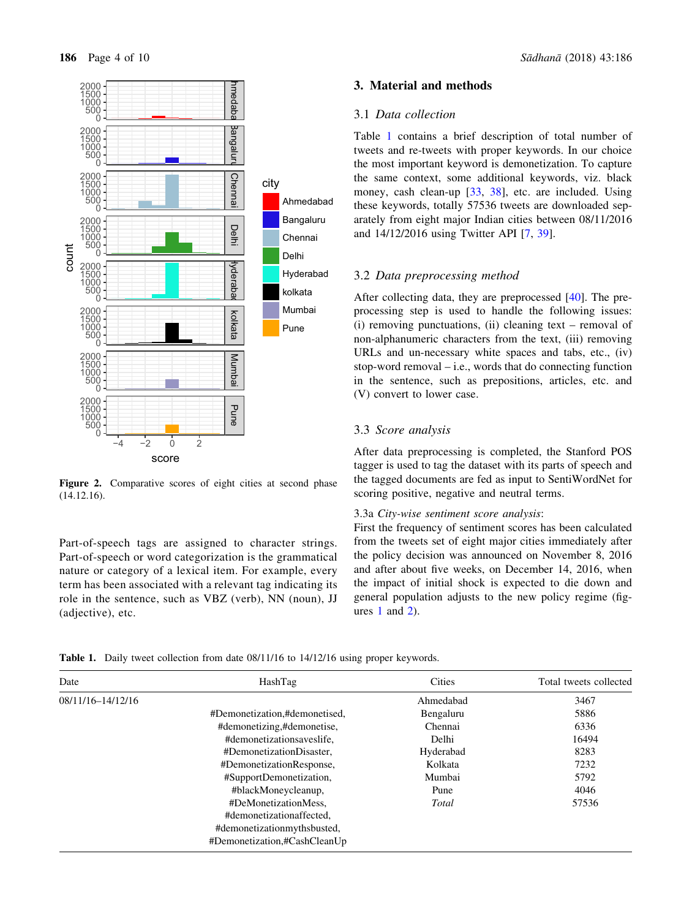Figure 2. Comparative scores of eight cities at second phase (14.12.16).

Part-of-speech tags are assigned to character strings. Part-of-speech or word categorization is the grammatical nature or category of a lexical item. For example, every term has been associated with a relevant tag indicating its role in the sentence, such as VBZ (verb), NN (noun), JJ (adjective), etc.

## 3. Material and methods

### 3.1 *Data collection*

Table 1 contains a brief description of total number of tweets and re-tweets with proper keywords. In our choice the most important keyword is demonetization. To capture the same context, some additional keywords, viz. black money, cash clean-up [33, 38], etc. are included. Using these keywords, totally 57536 tweets are downloaded separately from eight major Indian cities between 08/11/2016 and 14/12/2016 using Twitter API [7, 39].

### 3.2 *Data preprocessing method*

After collecting data, they are preprocessed [40]. The preprocessing step is used to handle the following issues: (i) removing punctuations, (ii) cleaning text – removal of non-alphanumeric characters from the text, (iii) removing URLs and un-necessary white spaces and tabs, etc., (iv) stop-word removal – i.e., words that do connecting function in the sentence, such as prepositions, articles, etc. and (V) convert to lower case.

### 3.3 *Score analysis*

After data preprocessing is completed, the Stanford POS tagger is used to tag the dataset with its parts of speech and the tagged documents are fed as input to SentiWordNet for scoring positive, negative and neutral terms.

3.3a *City-wise sentiment score analysis*:
First the frequency of sentiment scores has been calculated from the tweets set of eight major cities immediately after the policy decision was announced on November 8, 2016 and after about five weeks, on December 14, 2016, when the impact of initial shock is expected to die down and general population adjusts to the new policy regime (figures 1 and 2).

**Table 1.** Daily tweet collection from date 08/11/16 to 14/12/16 using proper keywords.

| Date | HashTag | Cities | Total tweets collected |
|---|---|---|---|
| 08/11/16–14/12/16 | #Demonetization,#demonetised, #demonetizing,#demonetise, #demonetizationsaveslife, #DemonetizationDisaster, #DemonetizationResponse, #SupportDemonetization, #blackMoneycleanup, #DeMonetizationMess, #demonetizationaffected, #demonetizationmythsbusted, #Demonetization,#CashCleanUp | Ahmedabad | 3467 |
| | | Bengaluru | 5886 |
| | | Chennai | 6336 |
| | | Delhi | 16494 |
| | | Hyderabad | 8283 |
| | | Kolkata | 7232 |
| | | Mumbai | 5792 |
| | | Pune | 4046 |
| | | *Total* | 57536 |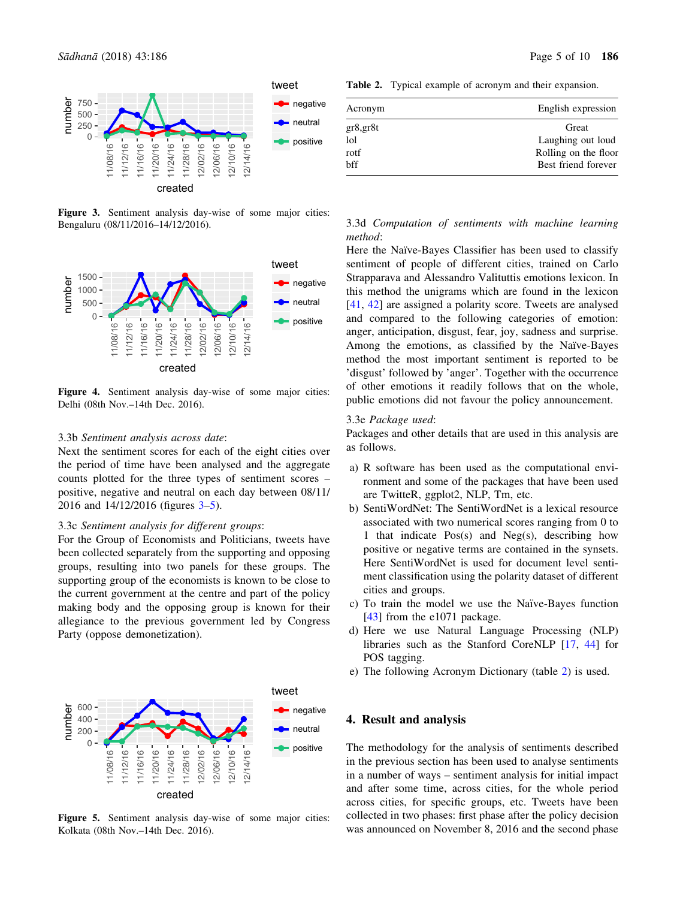Figure 3. Sentiment analysis day-wise of some major cities: Bengaluru (08/11/2016–14/12/2016).

Figure 4. Sentiment analysis day-wise of some major cities: Delhi (08th Nov.–14th Dec. 2016).

3.3b *Sentiment analysis across date*:
Next the sentiment scores for each of the eight cities over the period of time have been analysed and the aggregate counts plotted for the three types of sentiment scores – positive, negative and neutral on each day between 08/11/2016 and 14/12/2016 (figures 3–5).

3.3c *Sentiment analysis for different groups*:
For the Group of Economists and Politicians, tweets have been collected separately from the supporting and opposing groups, resulting into two panels for these groups. The supporting group of the economists is known to be close to the current government at the centre and part of the policy making body and the opposing group is known for their allegiance to the previous government led by Congress Party (oppose demonetization).

Figure 5. Sentiment analysis day-wise of some major cities: Kolkata (08th Nov.–14th Dec. 2016).

Table 2. Typical example of acronym and their expansion.

| Acronym | English expression |
|---|---|
| gr8,gr8t | Great |
| lol | Laughing out loud |
| rotf | Rolling on the floor |
| bff | Best friend forever |

3.3d *Computation of sentiments with machine learning method*:
Here the Naïve-Bayes Classifier has been used to classify sentiment of people of different cities, trained on Carlo Strapparava and Alessandro Valituttis emotions lexicon. In this method the unigrams which are found in the lexicon [41, 42] are assigned a polarity score. Tweets are analysed and compared to the following categories of emotion: anger, anticipation, disgust, fear, joy, sadness and surprise. Among the emotions, as classified by the Naïve-Bayes method the most important sentiment is reported to be 'disgust' followed by 'anger'. Together with the occurrence of other emotions it readily follows that on the whole, public emotions did not favour the policy announcement.

3.3e *Package used*:
Packages and other details that are used in this analysis are as follows.

a) R software has been used as the computational environment and some of the packages that have been used are TwitteR, ggplot2, NLP, Tm, etc.
b) SentiWordNet: The SentiWordNet is a lexical resource associated with two numerical scores ranging from 0 to 1 that indicate Pos(s) and Neg(s), describing how positive or negative terms are contained in the synsets. Here SentiWordNet is used for document level sentiment classification using the polarity dataset of different cities and groups.
c) To train the model we use the Naïve-Bayes function [43] from the e1071 package.
d) Here we use Natural Language Processing (NLP) libraries such as the Stanford CoreNLP [17, 44] for POS tagging.
e) The following Acronym Dictionary (table 2) is used.

## 4. Result and analysis

The methodology for the analysis of sentiments described in the previous section has been used to analyse sentiments in a number of ways – sentiment analysis for initial impact and after some time, across cities, for the whole period across cities, for specific groups, etc. Tweets have been collected in two phases: first phase after the policy decision was announced on November 8, 2016 and the second phase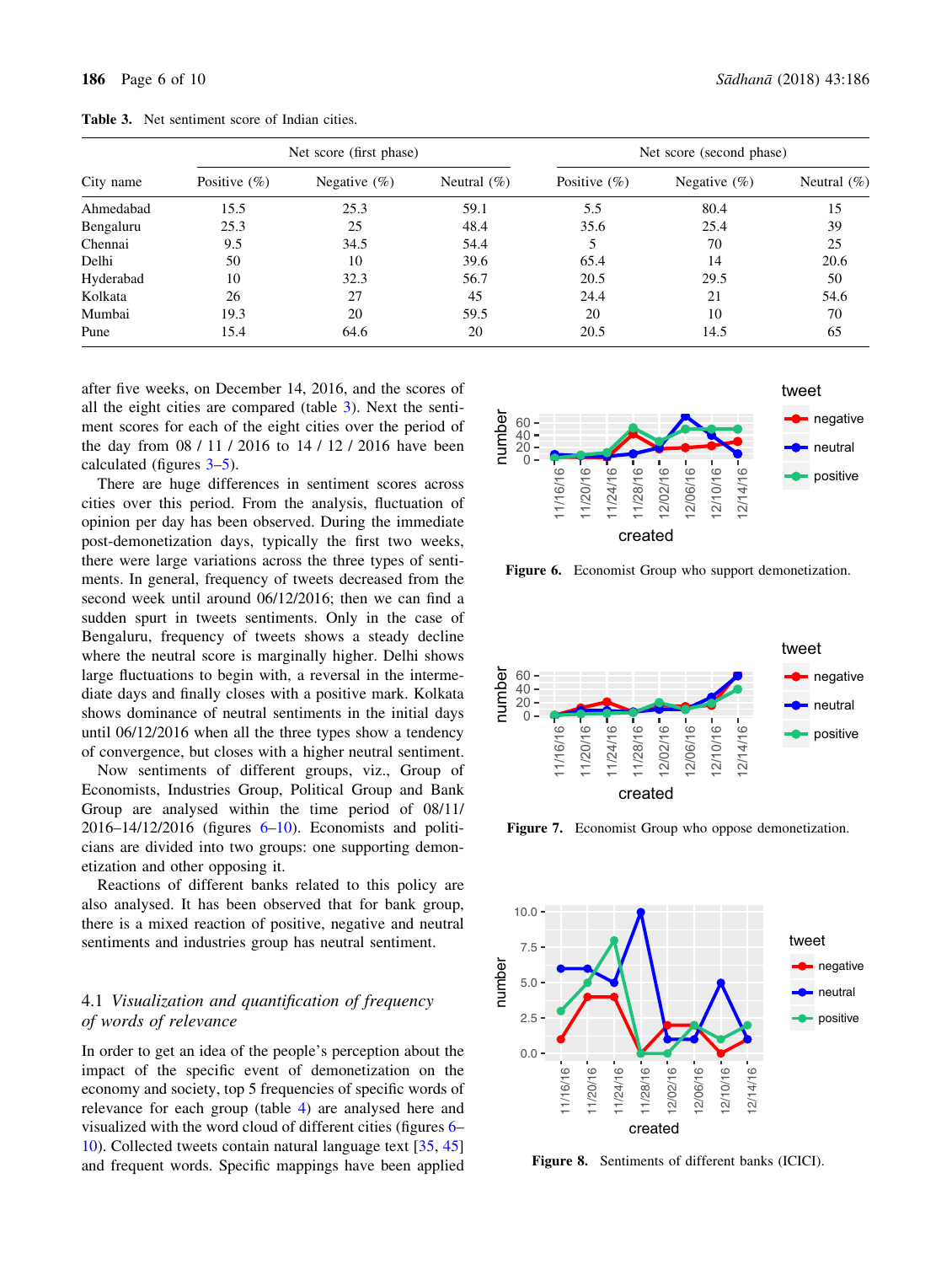**Table 3.** Net sentiment score of Indian cities.

| City name | Net score (first phase) | | | Net score (second phase) | | |
|---|---|---|---|---|---|---|
| | Positive (%) | Negative (%) | Neutral (%) | Positive (%) | Negative (%) | Neutral (%) |
| Ahmedabad | 15.5 | 25.3 | 59.1 | 5.5 | 80.4 | 15 |
| Bengaluru | 25.3 | 25 | 48.4 | 35.6 | 25.4 | 39 |
| Chennai | 9.5 | 34.5 | 54.4 | 5 | 70 | 25 |
| Delhi | 50 | 10 | 39.6 | 65.4 | 14 | 20.6 |
| Hyderabad | 10 | 32.3 | 56.7 | 20.5 | 29.5 | 50 |
| Kolkata | 26 | 27 | 45 | 24.4 | 21 | 54.6 |
| Mumbai | 19.3 | 20 | 59.5 | 20 | 10 | 70 |
| Pune | 15.4 | 64.6 | 20 | 20.5 | 14.5 | 65 |

after five weeks, on December 14, 2016, and the scores of all the eight cities are compared (table 3). Next the sentiment scores for each of the eight cities over the period of the day from 08 / 11 / 2016 to 14 / 12 / 2016 have been calculated (figures 3–5).

There are huge differences in sentiment scores across cities over this period. From the analysis, fluctuation of opinion per day has been observed. During the immediate post-demonetization days, typically the first two weeks, there were large variations across the three types of sentiments. In general, frequency of tweets decreased from the second week until around 06/12/2016; then we can find a sudden spurt in tweets sentiments. Only in the case of Bengaluru, frequency of tweets shows a steady decline where the neutral score is marginally higher. Delhi shows large fluctuations to begin with, a reversal in the intermediate days and finally closes with a positive mark. Kolkata shows dominance of neutral sentiments in the initial days until 06/12/2016 when all the three types show a tendency of convergence, but closes with a higher neutral sentiment.

Now sentiments of different groups, viz., Group of Economists, Industries Group, Political Group and Bank Group are analysed within the time period of 08/11/2016–14/12/2016 (figures 6–10). Economists and politicians are divided into two groups: one supporting demonetization and other opposing it.

Reactions of different banks related to this policy are also analysed. It has been observed that for bank group, there is a mixed reaction of positive, negative and neutral sentiments and industries group has neutral sentiment.

### 4.1 *Visualization and quantification of frequency of words of relevance*

In order to get an idea of the people's perception about the impact of the specific event of demonetization on the economy and society, top 5 frequencies of specific words of relevance for each group (table 4) are analysed here and visualized with the word cloud of different cities (figures 6–10). Collected tweets contain natural language text [35, 45] and frequent words. Specific mappings have been applied

**Figure 6.** Economist Group who support demonetization.

**Figure 7.** Economist Group who oppose demonetization.

**Figure 8.** Sentiments of different banks (ICICI).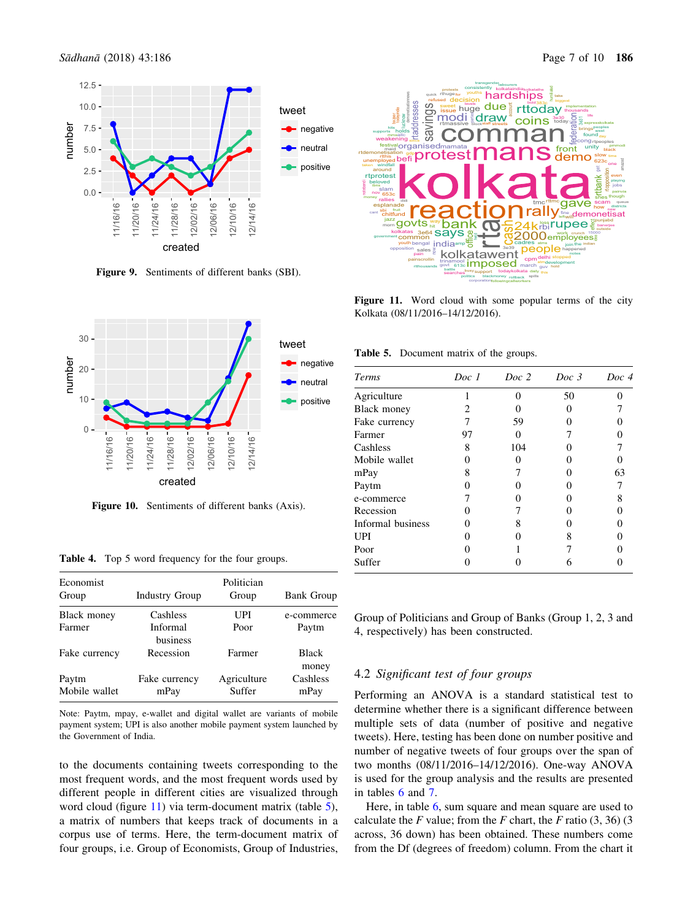Figure 9. Sentiments of different banks (SBI).

Figure 10. Sentiments of different banks (Axis).

Table 4. Top 5 word frequency for the four groups.

| Economist Group | Industry Group | Politician Group | Bank Group |
|---|---|---|---|
| Black money | Cashless | UPI | e-commerce |
| Farmer | Informal business | Poor | Paytm |
| Fake currency | Recession | Farmer | Black money |
| Paytm | Fake currency | Agriculture | Cashless |
| Mobile wallet | mPay | Suffer | mPay |

Note: Paytm, mpay, e-wallet and digital wallet are variants of mobile payment system; UPI is also another mobile payment system launched by the Government of India.

to the documents containing tweets corresponding to the most frequent words, and the most frequent words used by different people in different cities are visualized through word cloud (figure 11) via term-document matrix (table 5), a matrix of numbers that keeps track of documents in a corpus use of terms. Here, the term-document matrix of four groups, i.e. Group of Economists, Group of Industries, Group of Politicians and Group of Banks (Group 1, 2, 3 and 4, respectively) has been constructed.

Figure 11. Word cloud with some popular terms of the city Kolkata (08/11/2016–14/12/2016).

Table 5. Document matrix of the groups.

| *Terms* | *Doc 1* | *Doc 2* | *Doc 3* | *Doc 4* |
|---|---|---|---|---|
| Agriculture | 1 | 0 | 50 | 0 |
| Black money | 2 | 0 | 0 | 7 |
| Fake currency | 7 | 59 | 0 | 0 |
| Farmer | 97 | 0 | 7 | 0 |
| Cashless | 8 | 104 | 0 | 7 |
| Mobile wallet | 0 | 0 | 0 | 0 |
| mPay | 8 | 7 | 0 | 63 |
| Paytm | 0 | 0 | 0 | 7 |
| e-commerce | 7 | 0 | 0 | 8 |
| Recession | 0 | 7 | 0 | 0 |
| Informal business | 0 | 8 | 0 | 0 |
| UPI | 0 | 0 | 8 | 0 |
| Poor | 0 | 1 | 7 | 0 |
| Suffer | 0 | 0 | 6 | 0 |

### 4.2 *Significant test of four groups*

Performing an ANOVA is a standard statistical test to determine whether there is a significant difference between multiple sets of data (number of positive and negative tweets). Here, testing has been done on number positive and number of negative tweets of four groups over the span of two months (08/11/2016–14/12/2016). One-way ANOVA is used for the group analysis and the results are presented in tables 6 and 7.

Here, in table 6, sum square and mean square are used to calculate the $F$ value; from the $F$ chart, the $F$ ratio (3, 36) (3 across, 36 down) has been obtained. These numbers come from the Df (degrees of freedom) column. From the chart it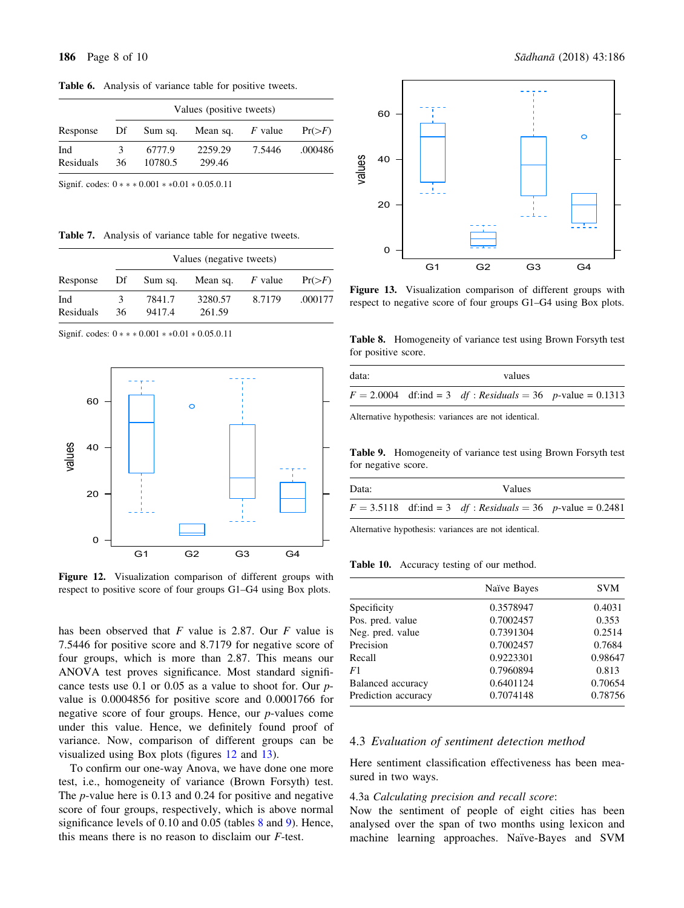**Table 6.** Analysis of variance table for positive tweets.

| | Values (positive tweets) | | | | |
|---|---|---|---|---|---|
| Response | Df | Sum sq. | Mean sq. | $F$ value | Pr(>$F$) |
| Ind | 3 | 6777.9 | 2259.29 | 7.5446 | .000486 |
| Residuals | 36 | 10780.5 | 299.46 | | |

Signif. codes: 0 ∗ ∗ ∗ 0.001 ∗ ∗0.01 ∗ 0.05.0.11

**Table 7.** Analysis of variance table for negative tweets.

| | Values (negative tweets) | | | | |
|---|---|---|---|---|---|
| Response | Df | Sum sq. | Mean sq. | $F$ value | Pr(>$F$) |
| Ind | 3 | 7841.7 | 3280.57 | 8.7179 | .000177 |
| Residuals | 36 | 9417.4 | 261.59 | | |

Signif. codes: 0 ∗ ∗ ∗ 0.001 ∗ ∗0.01 ∗ 0.05.0.11

**Figure 12.** Visualization comparison of different groups with respect to positive score of four groups G1–G4 using Box plots.

has been observed that $F$ value is 2.87. Our $F$ value is 7.5446 for positive score and 8.7179 for negative score of four groups, which is more than 2.87. This means our ANOVA test proves significance. Most standard significance tests use 0.1 or 0.05 as a value to shoot for. Our $p$-value is 0.0004856 for positive score and 0.0001766 for negative score of four groups. Hence, our $p$-values come under this value. Hence, we definitely found proof of variance. Now, comparison of different groups can be visualized using Box plots (figures 12 and 13).

To confirm our one-way Anova, we have done one more test, i.e., homogeneity of variance (Brown Forsyth) test. The $p$-value here is 0.13 and 0.24 for positive and negative score of four groups, respectively, which is above normal significance levels of 0.10 and 0.05 (tables 8 and 9). Hence, this means there is no reason to disclaim our $F$-test.

**Figure 13.** Visualization comparison of different groups with respect to negative score of four groups G1–G4 using Box plots.

**Table 8.** Homogeneity of variance test using Brown Forsyth test for positive score.

| data: | values | | |
|---|---|---|---|
| $F = 2.0004$ | df:ind = 3 | $df : Residuals = 36$ | $p$-value = 0.1313 |

Alternative hypothesis: variances are not identical.

**Table 9.** Homogeneity of variance test using Brown Forsyth test for negative score.

| Data: | Values | | |
|---|---|---|---|
| $F = 3.5118$ | df:ind = 3 | $df : Residuals = 36$ | $p$-value = 0.2481 |

Alternative hypothesis: variances are not identical.

**Table 10.** Accuracy testing of our method.

| | Naïve Bayes | SVM |
|---|---|---|
| Specificity | 0.3578947 | 0.4031 |
| Pos. pred. value | 0.7002457 | 0.353 |
| Neg. pred. value | 0.7391304 | 0.2514 |
| Precision | 0.7002457 | 0.7684 |
| Recall | 0.9223301 | 0.98647 |
| $F1$ | 0.7960894 | 0.813 |
| Balanced accuracy | 0.6401124 | 0.70654 |
| Prediction accuracy | 0.7074148 | 0.78756 |

### 4.3 *Evaluation of sentiment detection method*

Here sentiment classification effectiveness has been measured in two ways.

4.3a *Calculating precision and recall score*:
Now the sentiment of people of eight cities has been analysed over the span of two months using lexicon and machine learning approaches. Naïve-Bayes and SVM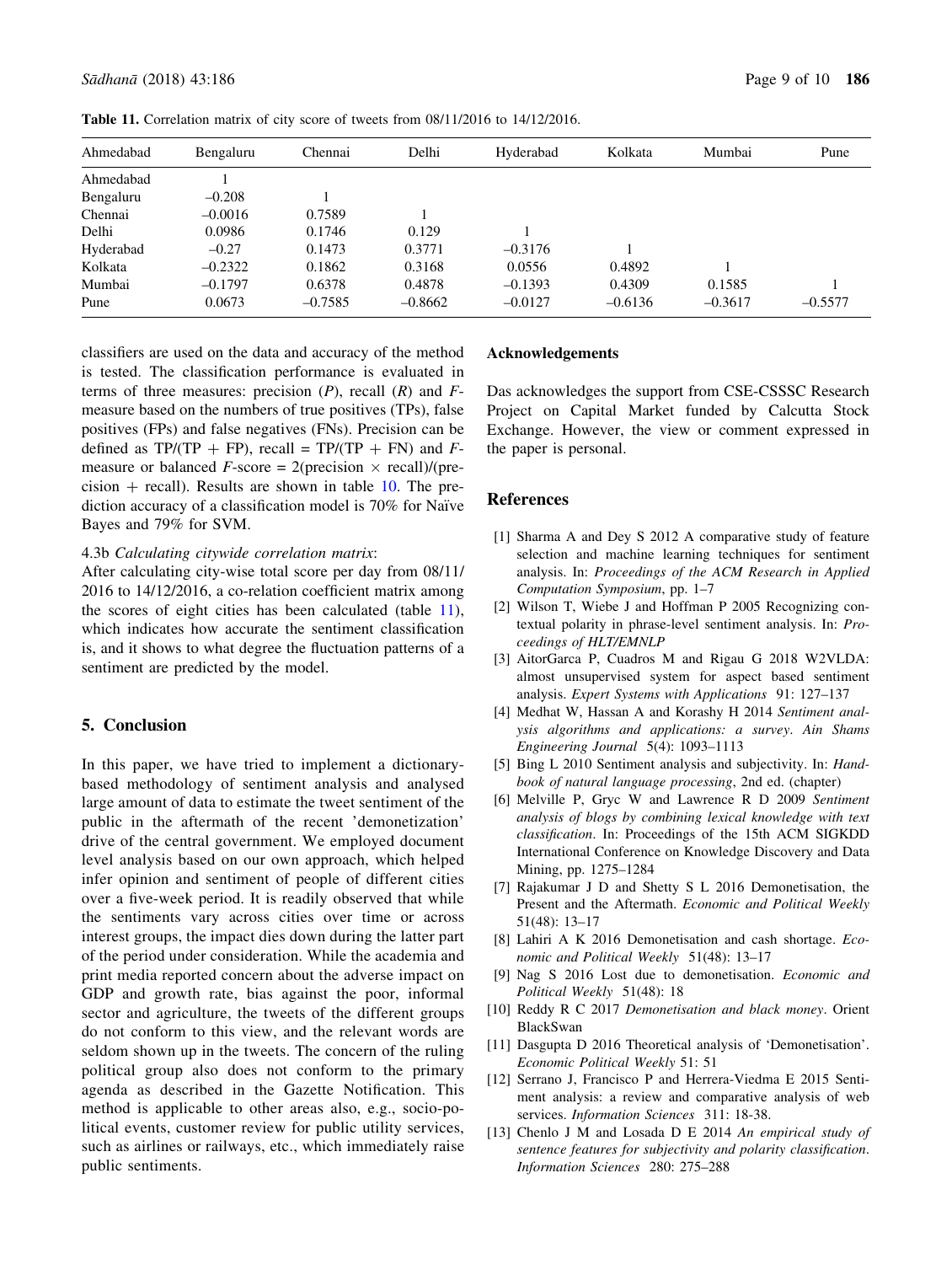**Table 11.** Correlation matrix of city score of tweets from 08/11/2016 to 14/12/2016.

| Ahmedabad | Bengaluru | Chennai | Delhi | Hyderabad | Kolkata | Mumbai | Pune |
|---|---|---|---|---|---|---|---|
| Ahmedabad | 1 | | | | | | |
| Bengaluru | –0.208 | 1 | | | | | |
| Chennai | –0.0016 | 0.7589 | 1 | | | | |
| Delhi | 0.0986 | 0.1746 | 0.129 | 1 | | | |
| Hyderabad | –0.27 | 0.1473 | 0.3771 | –0.3176 | 1 | | |
| Kolkata | –0.2322 | 0.1862 | 0.3168 | 0.0556 | 0.4892 | 1 | |
| Mumbai | –0.1797 | 0.6378 | 0.4878 | –0.1393 | 0.4309 | 0.1585 | 1 |
| Pune | 0.0673 | –0.7585 | –0.8662 | –0.0127 | –0.6136 | –0.3617 | –0.5577 |

classifiers are used on the data and accuracy of the method is tested. The classification performance is evaluated in terms of three measures: precision ($P$), recall ($R$) and $F$-measure based on the numbers of true positives (TPs), false positives (FPs) and false negatives (FNs). Precision can be defined as TP/(TP + FP), recall = TP/(TP + FN) and $F$-measure or balanced $F$-score = 2(precision $\times$ recall)/(precision + recall). Results are shown in table 10. The prediction accuracy of a classification model is 70% for Naïve Bayes and 79% for SVM.

4.3b *Calculating citywide correlation matrix*:

After calculating city-wise total score per day from 08/11/2016 to 14/12/2016, a co-relation coefficient matrix among the scores of eight cities has been calculated (table 11), which indicates how accurate the sentiment classification is, and it shows to what degree the fluctuation patterns of a sentiment are predicted by the model.

## 5. Conclusion

In this paper, we have tried to implement a dictionary-based methodology of sentiment analysis and analysed large amount of data to estimate the tweet sentiment of the public in the aftermath of the recent 'demonetization' drive of the central government. We employed document level analysis based on our own approach, which helped infer opinion and sentiment of people of different cities over a five-week period. It is readily observed that while the sentiments vary across cities over time or across interest groups, the impact dies down during the latter part of the period under consideration. While the academia and print media reported concern about the adverse impact on GDP and growth rate, bias against the poor, informal sector and agriculture, the tweets of the different groups do not conform to this view, and the relevant words are seldom shown up in the tweets. The concern of the ruling political group also does not conform to the primary agenda as described in the Gazette Notification. This method is applicable to other areas also, e.g., socio-political events, customer review for public utility services, such as airlines or railways, etc., which immediately raise public sentiments.

## Acknowledgements

Das acknowledges the support from CSE-CSSSC Research Project on Capital Market funded by Calcutta Stock Exchange. However, the view or comment expressed in the paper is personal.

## References

[1] Sharma A and Dey S 2012 A comparative study of feature selection and machine learning techniques for sentiment analysis. In: *Proceedings of the ACM Research in Applied Computation Symposium*, pp. 1–7

[2] Wilson T, Wiebe J and Hoffman P 2005 Recognizing contextual polarity in phrase-level sentiment analysis. In: *Proceedings of HLT/EMNLP*

[3] AitorGarca P, Cuadros M and Rigau G 2018 W2VLDA: almost unsupervised system for aspect based sentiment analysis. *Expert Systems with Applications* 91: 127–137

[4] Medhat W, Hassan A and Korashy H 2014 *Sentiment analysis algorithms and applications: a survey*. *Ain Shams Engineering Journal* 5(4): 1093–1113

[5] Bing L 2010 Sentiment analysis and subjectivity. In: *Handbook of natural language processing*, 2nd ed. (chapter)

[6] Melville P, Gryc W and Lawrence R D 2009 *Sentiment analysis of blogs by combining lexical knowledge with text classification*. In: Proceedings of the 15th ACM SIGKDD International Conference on Knowledge Discovery and Data Mining, pp. 1275–1284

[7] Rajakumar J D and Shetty S L 2016 Demonetisation, the Present and the Aftermath. *Economic and Political Weekly* 51(48): 13–17

[8] Lahiri A K 2016 Demonetisation and cash shortage. *Economic and Political Weekly* 51(48): 13–17

[9] Nag S 2016 Lost due to demonetisation. *Economic and Political Weekly* 51(48): 18

[10] Reddy R C 2017 *Demonetisation and black money*. Orient BlackSwan

[11] Dasgupta D 2016 Theoretical analysis of 'Demonetisation'. *Economic Political Weekly* 51: 51

[12] Serrano J, Francisco P and Herrera-Viedma E 2015 Sentiment analysis: a review and comparative analysis of web services. *Information Sciences* 311: 18-38.

[13] Chenlo J M and Losada D E 2014 *An empirical study of sentence features for subjectivity and polarity classification*. *Information Sciences* 280: 275–288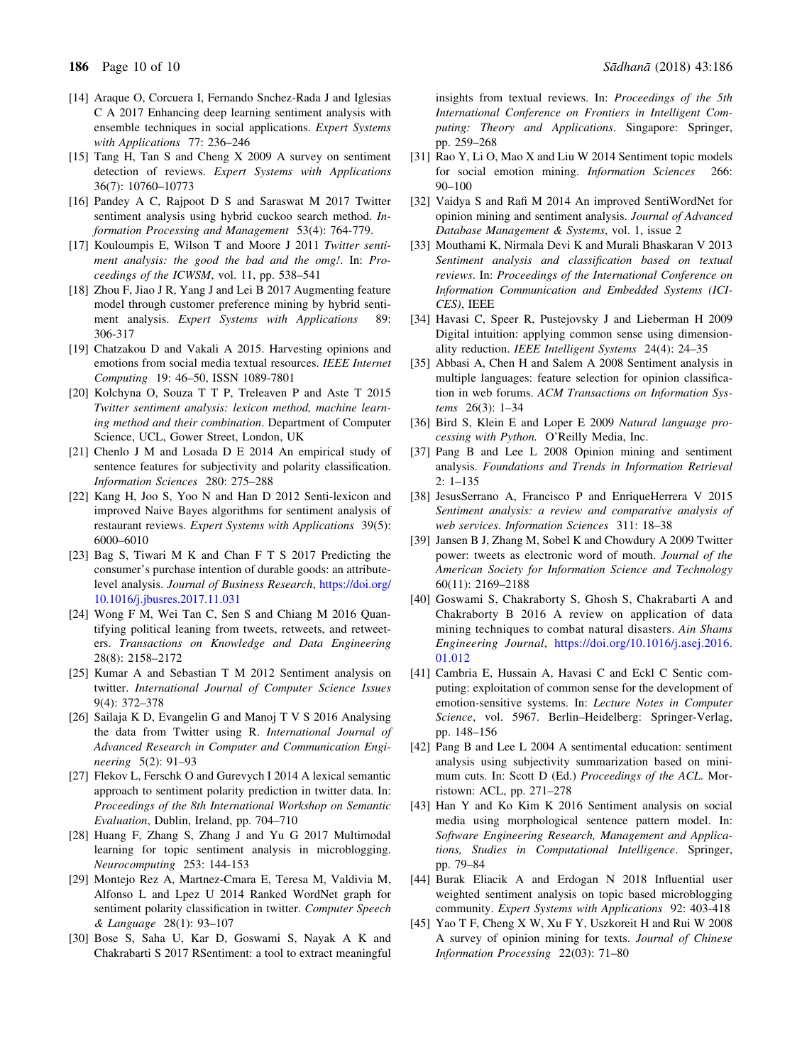[14] Araque O, Corcuera I, Fernando Snchez-Rada J and Iglesias C A 2017 Enhancing deep learning sentiment analysis with ensemble techniques in social applications. *Expert Systems with Applications* 77: 236–246

[15] Tang H, Tan S and Cheng X 2009 A survey on sentiment detection of reviews. *Expert Systems with Applications* 36(7): 10760–10773

[16] Pandey A C, Rajpoot D S and Saraswat M 2017 Twitter sentiment analysis using hybrid cuckoo search method. *Information Processing and Management* 53(4): 764-779.

[17] Kouloumpis E, Wilson T and Moore J 2011 *Twitter sentiment analysis: the good the bad and the omg!*. In: *Proceedings of the ICWSM*, vol. 11, pp. 538–541

[18] Zhou F, Jiao J R, Yang J and Lei B 2017 Augmenting feature model through customer preference mining by hybrid sentiment analysis. *Expert Systems with Applications* 89: 306-317

[19] Chatzakou D and Vakali A 2015. Harvesting opinions and emotions from social media textual resources. *IEEE Internet Computing* 19: 46–50, ISSN 1089-7801

[20] Kolchyna O, Souza T T P, Treleaven P and Aste T 2015 *Twitter sentiment analysis: lexicon method, machine learning method and their combination*. Department of Computer Science, UCL, Gower Street, London, UK

[21] Chenlo J M and Losada D E 2014 An empirical study of sentence features for subjectivity and polarity classification. *Information Sciences* 280: 275–288

[22] Kang H, Joo S, Yoo N and Han D 2012 Senti-lexicon and improved Naive Bayes algorithms for sentiment analysis of restaurant reviews. *Expert Systems with Applications* 39(5): 6000–6010

[23] Bag S, Tiwari M K and Chan F T S 2017 Predicting the consumer's purchase intention of durable goods: an attribute-level analysis. *Journal of Business Research*, https://doi.org/10.1016/j.jbusres.2017.11.031

[24] Wong F M, Wei Tan C, Sen S and Chiang M 2016 Quantifying political leaning from tweets, retweets, and retweeters. *Transactions on Knowledge and Data Engineering* 28(8): 2158–2172

[25] Kumar A and Sebastian T M 2012 Sentiment analysis on twitter. *International Journal of Computer Science Issues* 9(4): 372–378

[26] Sailaja K D, Evangelin G and Manoj T V S 2016 Analysing the data from Twitter using R. *International Journal of Advanced Research in Computer and Communication Engineering* 5(2): 91–93

[27] Flekov L, Ferschk O and Gurevych I 2014 A lexical semantic approach to sentiment polarity prediction in twitter data. In: *Proceedings of the 8th International Workshop on Semantic Evaluation*, Dublin, Ireland, pp. 704–710

[28] Huang F, Zhang S, Zhang J and Yu G 2017 Multimodal learning for topic sentiment analysis in microblogging. *Neurocomputing* 253: 144-153

[29] Montejo Rez A, Martnez-Cmara E, Teresa M, Valdivia M, Alfonso L and Lpez U 2014 Ranked WordNet graph for sentiment polarity classification in twitter. *Computer Speech & Language* 28(1): 93–107

[30] Bose S, Saha U, Kar D, Goswami S, Nayak A K and Chakrabarti S 2017 RSentiment: a tool to extract meaningful insights from textual reviews. In: *Proceedings of the 5th International Conference on Frontiers in Intelligent Computing: Theory and Applications*. Singapore: Springer, pp. 259–268

[31] Rao Y, Li O, Mao X and Liu W 2014 Sentiment topic models for social emotion mining. *Information Sciences* 266: 90–100

[32] Vaidya S and Rafi M 2014 An improved SentiWordNet for opinion mining and sentiment analysis. *Journal of Advanced Database Management & Systems*, vol. 1, issue 2

[33] Mouthami K, Nirmala Devi K and Murali Bhaskaran V 2013 *Sentiment analysis and classification based on textual reviews*. In: *Proceedings of the International Conference on Information Communication and Embedded Systems (ICICES)*, IEEE

[34] Havasi C, Speer R, Pustejovsky J and Lieberman H 2009 Digital intuition: applying common sense using dimensionality reduction. *IEEE Intelligent Systems* 24(4): 24–35

[35] Abbasi A, Chen H and Salem A 2008 Sentiment analysis in multiple languages: feature selection for opinion classification in web forums. *ACM Transactions on Information Systems* 26(3): 1–34

[36] Bird S, Klein E and Loper E 2009 *Natural language processing with Python.* O'Reilly Media, Inc.

[37] Pang B and Lee L 2008 Opinion mining and sentiment analysis. *Foundations and Trends in Information Retrieval* 2: 1–135

[38] JesusSerrano A, Francisco P and EnriqueHerrera V 2015 *Sentiment analysis: a review and comparative analysis of web services*. *Information Sciences* 311: 18–38

[39] Jansen B J, Zhang M, Sobel K and Chowdury A 2009 Twitter power: tweets as electronic word of mouth. *Journal of the American Society for Information Science and Technology* 60(11): 2169–2188

[40] Goswami S, Chakraborty S, Ghosh S, Chakrabarti A and Chakraborty B 2016 A review on application of data mining techniques to combat natural disasters. *Ain Shams Engineering Journal*, https://doi.org/10.1016/j.asej.2016.01.012

[41] Cambria E, Hussain A, Havasi C and Eckl C Sentic computing: exploitation of common sense for the development of emotion-sensitive systems. In: *Lecture Notes in Computer Science*, vol. 5967. Berlin–Heidelberg: Springer-Verlag, pp. 148–156

[42] Pang B and Lee L 2004 A sentimental education: sentiment analysis using subjectivity summarization based on minimum cuts. In: Scott D (Ed.) *Proceedings of the ACL*. Morristown: ACL, pp. 271–278

[43] Han Y and Ko Kim K 2016 Sentiment analysis on social media using morphological sentence pattern model. In: *Software Engineering Research, Management and Applications, Studies in Computational Intelligence*. Springer, pp. 79–84

[44] Burak Eliacik A and Erdogan N 2018 Influential user weighted sentiment analysis on topic based microblogging community. *Expert Systems with Applications* 92: 403-418

[45] Yao T F, Cheng X W, Xu F Y, Uszkoreit H and Rui W 2008 A survey of opinion mining for texts. *Journal of Chinese Information Processing* 22(03): 71–80